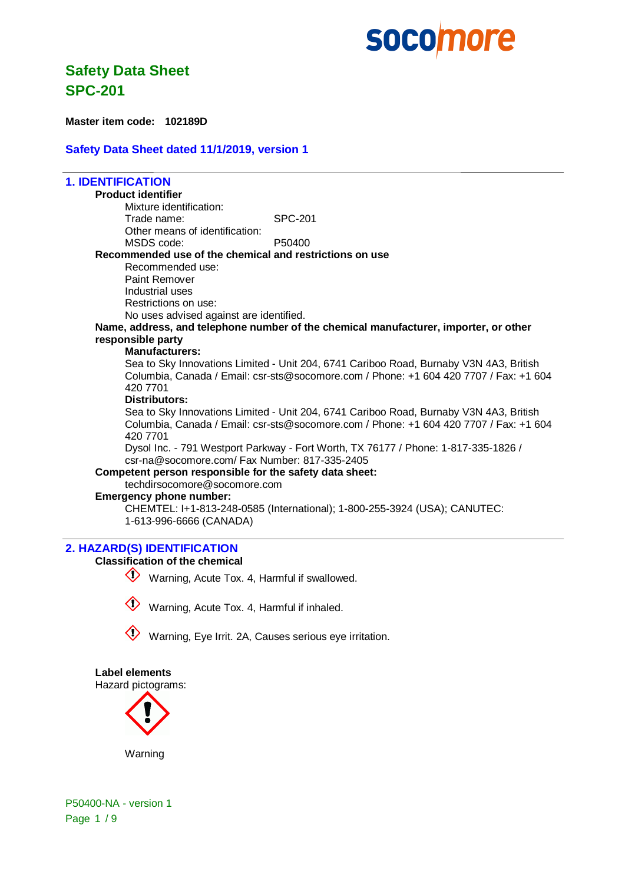# Safety Data Sheet
# SPC-201

**Master item code: 102189D**

## Safety Data Sheet dated 11/1/2019, version 1

## 1. IDENTIFICATION

**Product identifier**

Mixture identification:
Trade name: SPC-201
Other means of identification:
MSDS code: P50400

**Recommended use of the chemical and restrictions on use**

Recommended use:
Paint Remover
Industrial uses
Restrictions on use:
No uses advised against are identified.

**Name, address, and telephone number of the chemical manufacturer, importer, or other responsible party**

**Manufacturers:**
Sea to Sky Innovations Limited - Unit 204, 6741 Cariboo Road, Burnaby V3N 4A3, British Columbia, Canada / Email: csr-sts@socomore.com / Phone: +1 604 420 7707 / Fax: +1 604 420 7701

**Distributors:**
Sea to Sky Innovations Limited - Unit 204, 6741 Cariboo Road, Burnaby V3N 4A3, British Columbia, Canada / Email: csr-sts@socomore.com / Phone: +1 604 420 7707 / Fax: +1 604 420 7701
Dysol Inc. - 791 Westport Parkway - Fort Worth, TX 76177 / Phone: 1-817-335-1826 / csr-na@socomore.com/ Fax Number: 817-335-2405

**Competent person responsible for the safety data sheet:**
techdirsocomore@socomore.com

**Emergency phone number:**
CHEMTEL: I+1-813-248-0585 (International); 1-800-255-3924 (USA); CANUTEC: 1-613-996-6666 (CANADA)

## 2. HAZARD(S) IDENTIFICATION

**Classification of the chemical**

Warning, Acute Tox. 4, Harmful if swallowed.

Warning, Acute Tox. 4, Harmful if inhaled.

Warning, Eye Irrit. 2A, Causes serious eye irritation.

**Label elements**

Hazard pictograms:

Warning

P50400-NA - version 1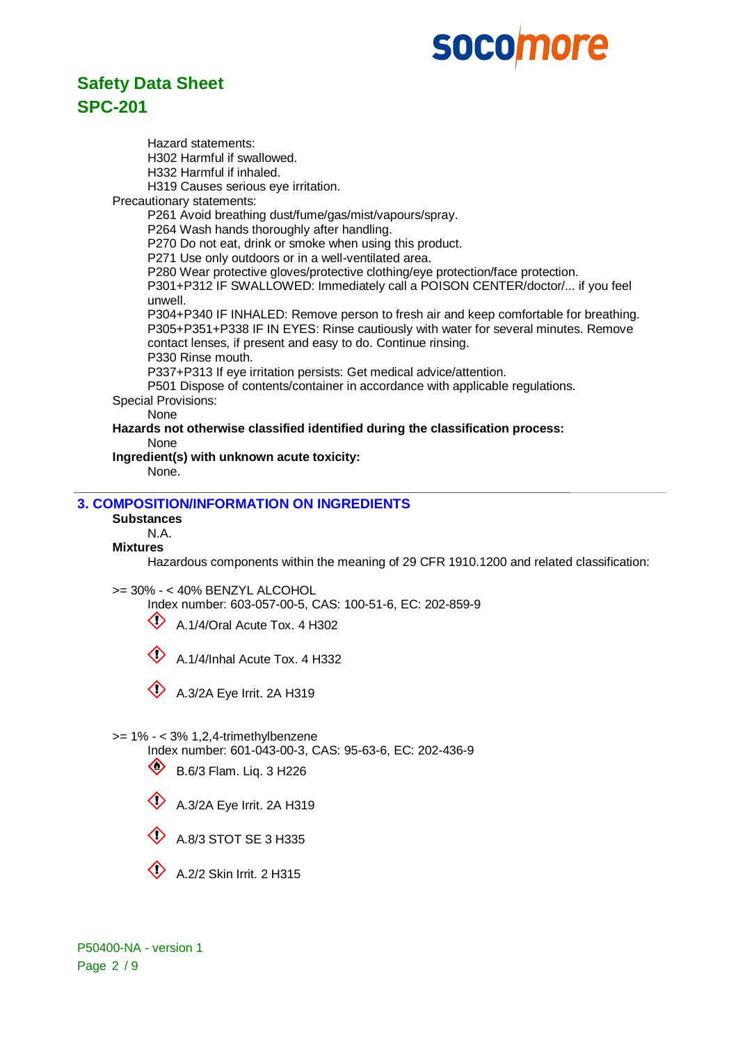Hazard statements:

H302 Harmful if swallowed.
H332 Harmful if inhaled.
H319 Causes serious eye irritation.

Precautionary statements:

P261 Avoid breathing dust/fume/gas/mist/vapours/spray.
P264 Wash hands thoroughly after handling.
P270 Do not eat, drink or smoke when using this product.
P271 Use only outdoors or in a well-ventilated area.
P280 Wear protective gloves/protective clothing/eye protection/face protection.
P301+P312 IF SWALLOWED: Immediately call a POISON CENTER/doctor/... if you feel unwell.
P304+P340 IF INHALED: Remove person to fresh air and keep comfortable for breathing.
P305+P351+P338 IF IN EYES: Rinse cautiously with water for several minutes. Remove contact lenses, if present and easy to do. Continue rinsing.
P330 Rinse mouth.
P337+P313 If eye irritation persists: Get medical advice/attention.
P501 Dispose of contents/container in accordance with applicable regulations.

Special Provisions:

None

**Hazards not otherwise classified identified during the classification process:**

None

**Ingredient(s) with unknown acute toxicity:**

None.

## 3. COMPOSITION/INFORMATION ON INGREDIENTS

**Substances**

N.A.

**Mixtures**

Hazardous components within the meaning of 29 CFR 1910.1200 and related classification:

>= 30% - < 40% BENZYL ALCOHOL

Index number: 603-057-00-5, CAS: 100-51-6, EC: 202-859-9

A.1/4/Oral Acute Tox. 4 H302

A.1/4/Inhal Acute Tox. 4 H332

A.3/2A Eye Irrit. 2A H319

>= 1% - < 3% 1,2,4-trimethylbenzene

Index number: 601-043-00-3, CAS: 95-63-6, EC: 202-436-9

B.6/3 Flam. Liq. 3 H226

A.3/2A Eye Irrit. 2A H319

A.8/3 STOT SE 3 H335

A.2/2 Skin Irrit. 2 H315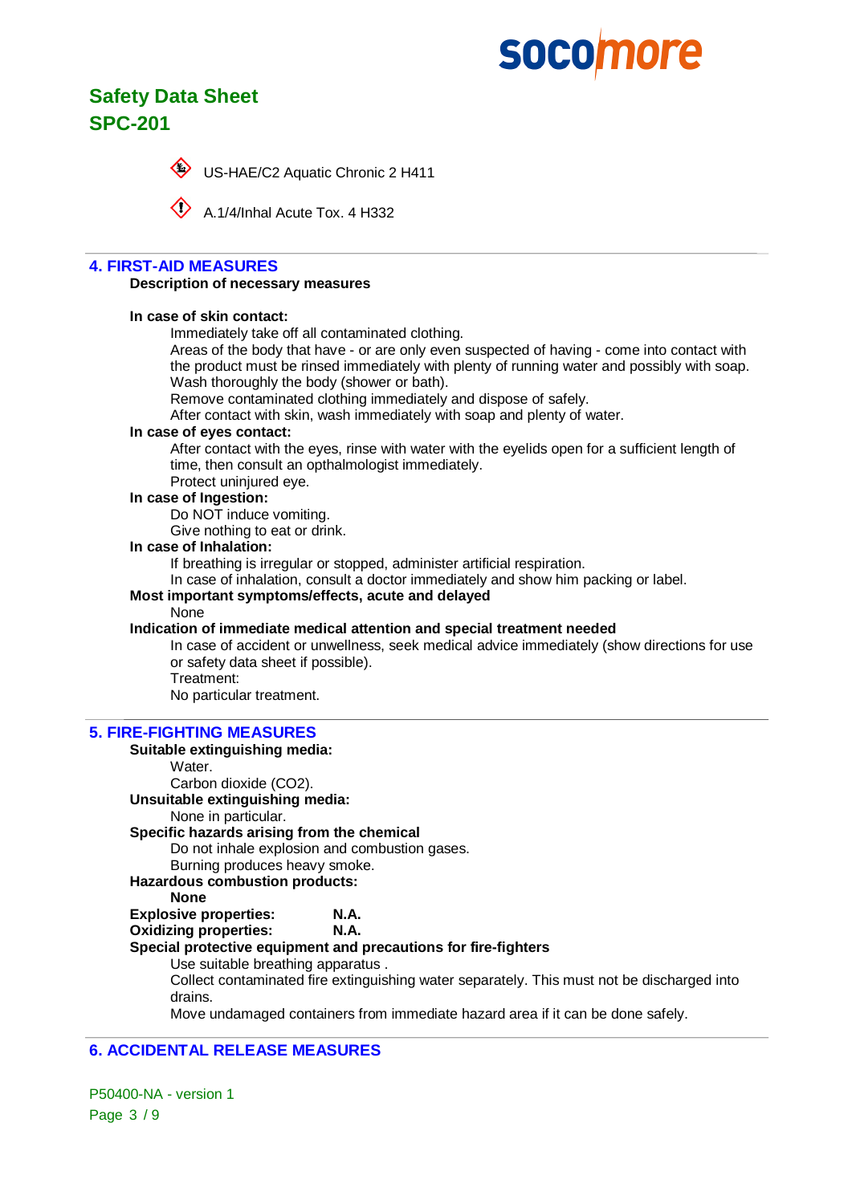US-HAE/C2 Aquatic Chronic 2 H411

A.1/4/Inhal Acute Tox. 4 H332

## 4. FIRST-AID MEASURES

**Description of necessary measures**

**In case of skin contact:**

Immediately take off all contaminated clothing.
Areas of the body that have - or are only even suspected of having - come into contact with the product must be rinsed immediately with plenty of running water and possibly with soap.
Wash thoroughly the body (shower or bath).
Remove contaminated clothing immediately and dispose of safely.
After contact with skin, wash immediately with soap and plenty of water.

**In case of eyes contact:**

After contact with the eyes, rinse with water with the eyelids open for a sufficient length of time, then consult an opthalmologist immediately.
Protect uninjured eye.

**In case of Ingestion:**

Do NOT induce vomiting.
Give nothing to eat or drink.

**In case of Inhalation:**

If breathing is irregular or stopped, administer artificial respiration.
In case of inhalation, consult a doctor immediately and show him packing or label.

**Most important symptoms/effects, acute and delayed**

None

**Indication of immediate medical attention and special treatment needed**

In case of accident or unwellness, seek medical advice immediately (show directions for use or safety data sheet if possible).
Treatment:
No particular treatment.

## 5. FIRE-FIGHTING MEASURES

**Suitable extinguishing media:**

Water.
Carbon dioxide ($CO_2$).

**Unsuitable extinguishing media:**

None in particular.

**Specific hazards arising from the chemical**

Do not inhale explosion and combustion gases.
Burning produces heavy smoke.

**Hazardous combustion products:**

**None**

**Explosive properties:** **N.A.**

**Oxidizing properties:** **N.A.**

**Special protective equipment and precautions for fire-fighters**

Use suitable breathing apparatus .
Collect contaminated fire extinguishing water separately. This must not be discharged into drains.
Move undamaged containers from immediate hazard area if it can be done safely.

## 6. ACCIDENTAL RELEASE MEASURES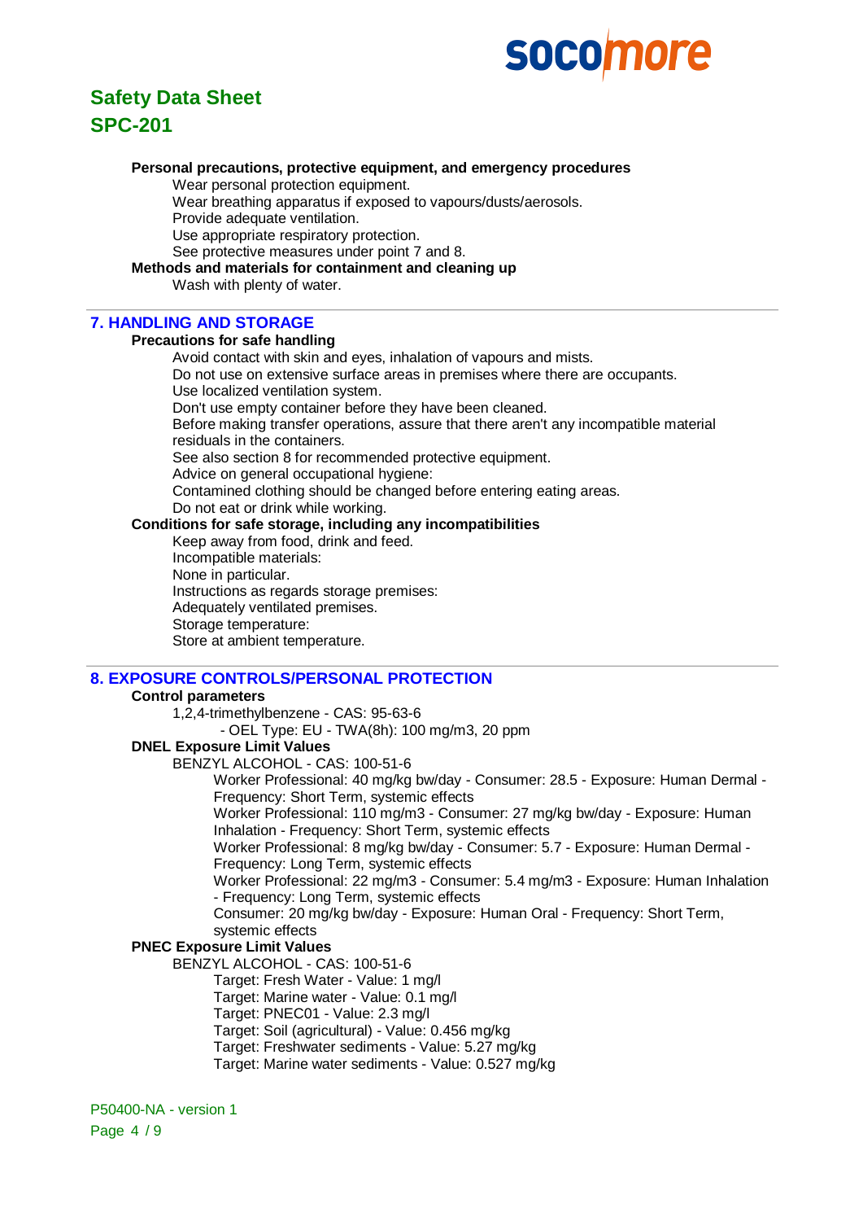**Personal precautions, protective equipment, and emergency procedures**

Wear personal protection equipment.
Wear breathing apparatus if exposed to vapours/dusts/aerosols.
Provide adequate ventilation.
Use appropriate respiratory protection.
See protective measures under point 7 and 8.

**Methods and materials for containment and cleaning up**

Wash with plenty of water.

## 7. HANDLING AND STORAGE

**Precautions for safe handling**

Avoid contact with skin and eyes, inhalation of vapours and mists.
Do not use on extensive surface areas in premises where there are occupants.
Use localized ventilation system.
Don't use empty container before they have been cleaned.
Before making transfer operations, assure that there aren't any incompatible material residuals in the containers.
See also section 8 for recommended protective equipment.
Advice on general occupational hygiene:
Contamined clothing should be changed before entering eating areas.
Do not eat or drink while working.

**Conditions for safe storage, including any incompatibilities**

Keep away from food, drink and feed.
Incompatible materials:
None in particular.
Instructions as regards storage premises:
Adequately ventilated premises.
Storage temperature:
Store at ambient temperature.

## 8. EXPOSURE CONTROLS/PERSONAL PROTECTION

**Control parameters**

1,2,4-trimethylbenzene - CAS: 95-63-6
- OEL Type: EU - TWA(8h): 100 mg/m3, 20 ppm

**DNEL Exposure Limit Values**

BENZYL ALCOHOL - CAS: 100-51-6

Worker Professional: 40 mg/kg bw/day - Consumer: 28.5 - Exposure: Human Dermal - Frequency: Short Term, systemic effects
Worker Professional: 110 mg/m3 - Consumer: 27 mg/kg bw/day - Exposure: Human Inhalation - Frequency: Short Term, systemic effects
Worker Professional: 8 mg/kg bw/day - Consumer: 5.7 - Exposure: Human Dermal - Frequency: Long Term, systemic effects
Worker Professional: 22 mg/m3 - Consumer: 5.4 mg/m3 - Exposure: Human Inhalation - Frequency: Long Term, systemic effects
Consumer: 20 mg/kg bw/day - Exposure: Human Oral - Frequency: Short Term, systemic effects

**PNEC Exposure Limit Values**

BENZYL ALCOHOL - CAS: 100-51-6

Target: Fresh Water - Value: 1 mg/l
Target: Marine water - Value: 0.1 mg/l
Target: PNEC01 - Value: 2.3 mg/l
Target: Soil (agricultural) - Value: 0.456 mg/kg
Target: Freshwater sediments - Value: 5.27 mg/kg
Target: Marine water sediments - Value: 0.527 mg/kg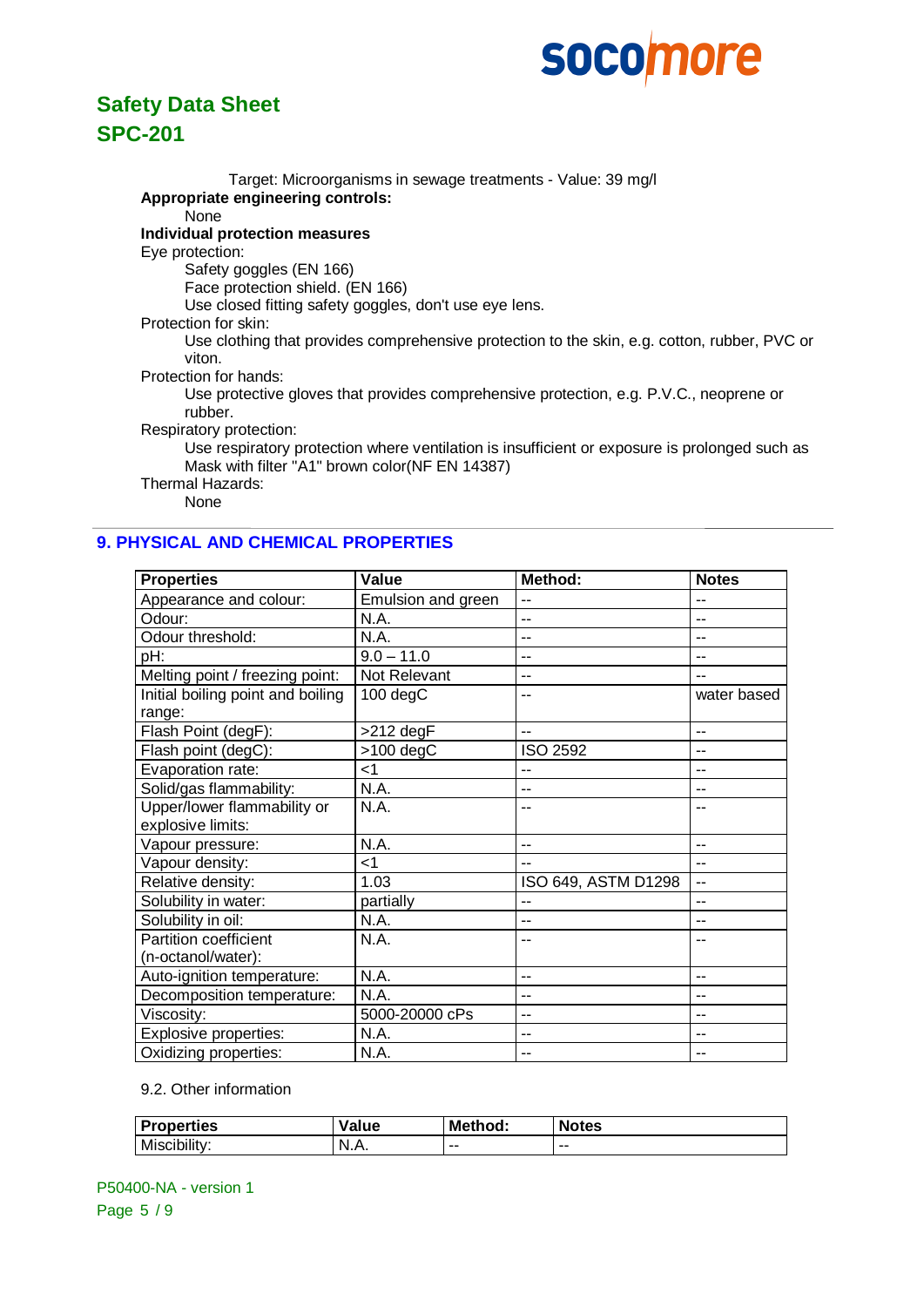Target: Microorganisms in sewage treatments - Value: 39 mg/l

**Appropriate engineering controls:**

None

**Individual protection measures**

Eye protection:

Safety goggles (EN 166)

Face protection shield. (EN 166)

Use closed fitting safety goggles, don't use eye lens.

Protection for skin:

Use clothing that provides comprehensive protection to the skin, e.g. cotton, rubber, PVC or viton.

Protection for hands:

Use protective gloves that provides comprehensive protection, e.g. P.V.C., neoprene or rubber.

Respiratory protection:

Use respiratory protection where ventilation is insufficient or exposure is prolonged such as Mask with filter "A1" brown color(NF EN 14387)

Thermal Hazards:

None

## 9. PHYSICAL AND CHEMICAL PROPERTIES

| Properties | Value | Method: | Notes |
|---|---|---|---|
| Appearance and colour: | Emulsion and green | -- | -- |
| Odour: | N.A. | -- | -- |
| Odour threshold: | N.A. | -- | -- |
| pH: | 9.0 – 11.0 | -- | -- |
| Melting point / freezing point: | Not Relevant | -- | -- |
| Initial boiling point and boiling range: | 100 degC | -- | water based |
| Flash Point (degF): | >212 degF | -- | -- |
| Flash point (degC): | >100 degC | ISO 2592 | -- |
| Evaporation rate: | <1 | -- | -- |
| Solid/gas flammability: | N.A. | -- | -- |
| Upper/lower flammability or explosive limits: | N.A. | -- | -- |
| Vapour pressure: | N.A. | -- | -- |
| Vapour density: | <1 | -- | -- |
| Relative density: | 1.03 | ISO 649, ASTM D1298 | -- |
| Solubility in water: | partially | -- | -- |
| Solubility in oil: | N.A. | -- | -- |
| Partition coefficient (n-octanol/water): | N.A. | -- | -- |
| Auto-ignition temperature: | N.A. | -- | -- |
| Decomposition temperature: | N.A. | -- | -- |
| Viscosity: | 5000-20000 cPs | -- | -- |
| Explosive properties: | N.A. | -- | -- |
| Oxidizing properties: | N.A. | -- | -- |

9.2. Other information

| Properties | Value | Method: | Notes |
|---|---|---|---|
| Miscibility: | N.A. | -- | -- |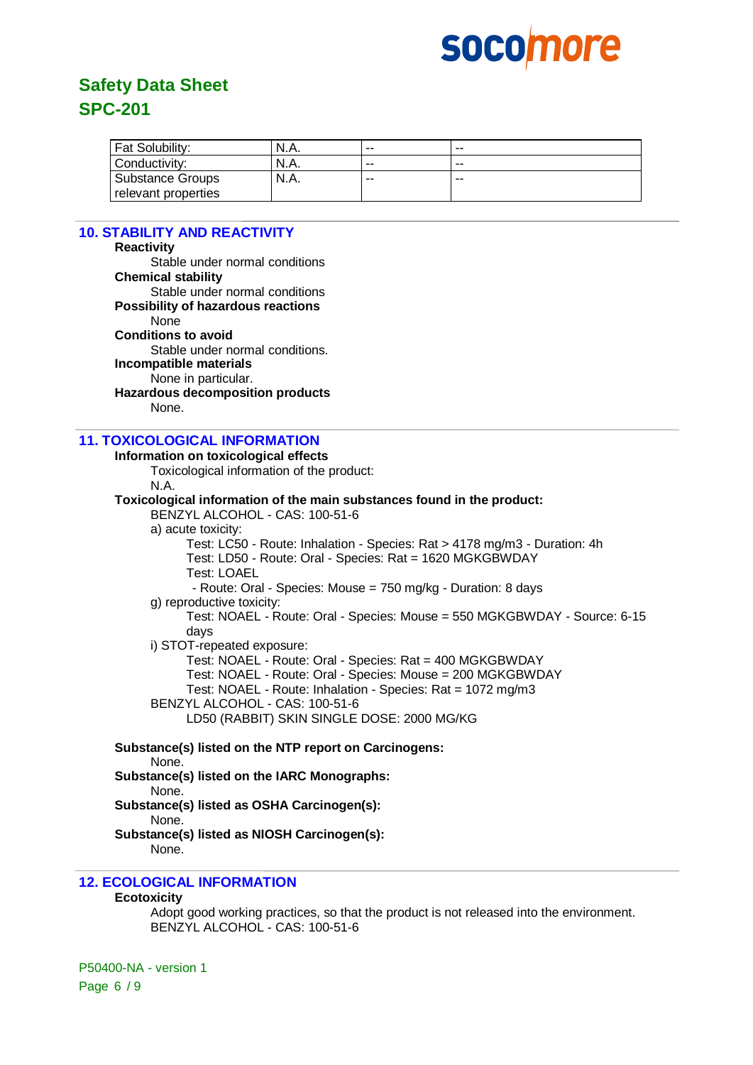| Fat Solubility: | N.A. | -- | -- |
|---|---|---|---|
| Conductivity: | N.A. | -- | -- |
| Substance Groups relevant properties | N.A. | -- | -- |

## 10. STABILITY AND REACTIVITY

**Reactivity**

Stable under normal conditions

**Chemical stability**

Stable under normal conditions

**Possibility of hazardous reactions**

None

**Conditions to avoid**

Stable under normal conditions.

**Incompatible materials**

None in particular.

**Hazardous decomposition products**

None.

## 11. TOXICOLOGICAL INFORMATION

**Information on toxicological effects**

Toxicological information of the product:

N.A.

**Toxicological information of the main substances found in the product:**

BENZYL ALCOHOL - CAS: 100-51-6

a) acute toxicity:

Test: LC50 - Route: Inhalation - Species: Rat > 4178 mg/m3 - Duration: 4h

Test: LD50 - Route: Oral - Species: Rat = 1620 MGKGBWDAY

Test: LOAEL

- Route: Oral - Species: Mouse = 750 mg/kg - Duration: 8 days

g) reproductive toxicity:

Test: NOAEL - Route: Oral - Species: Mouse = 550 MGKGBWDAY - Source: 6-15 days

i) STOT-repeated exposure:

Test: NOAEL - Route: Oral - Species: Rat = 400 MGKGBWDAY

Test: NOAEL - Route: Oral - Species: Mouse = 200 MGKGBWDAY

Test: NOAEL - Route: Inhalation - Species: Rat = 1072 mg/m3

BENZYL ALCOHOL - CAS: 100-51-6

LD50 (RABBIT) SKIN SINGLE DOSE: 2000 MG/KG

**Substance(s) listed on the NTP report on Carcinogens:**

None.

**Substance(s) listed on the IARC Monographs:**

None.

**Substance(s) listed as OSHA Carcinogen(s):**

None.

**Substance(s) listed as NIOSH Carcinogen(s):**

None.

## 12. ECOLOGICAL INFORMATION

**Ecotoxicity**

Adopt good working practices, so that the product is not released into the environment.

BENZYL ALCOHOL - CAS: 100-51-6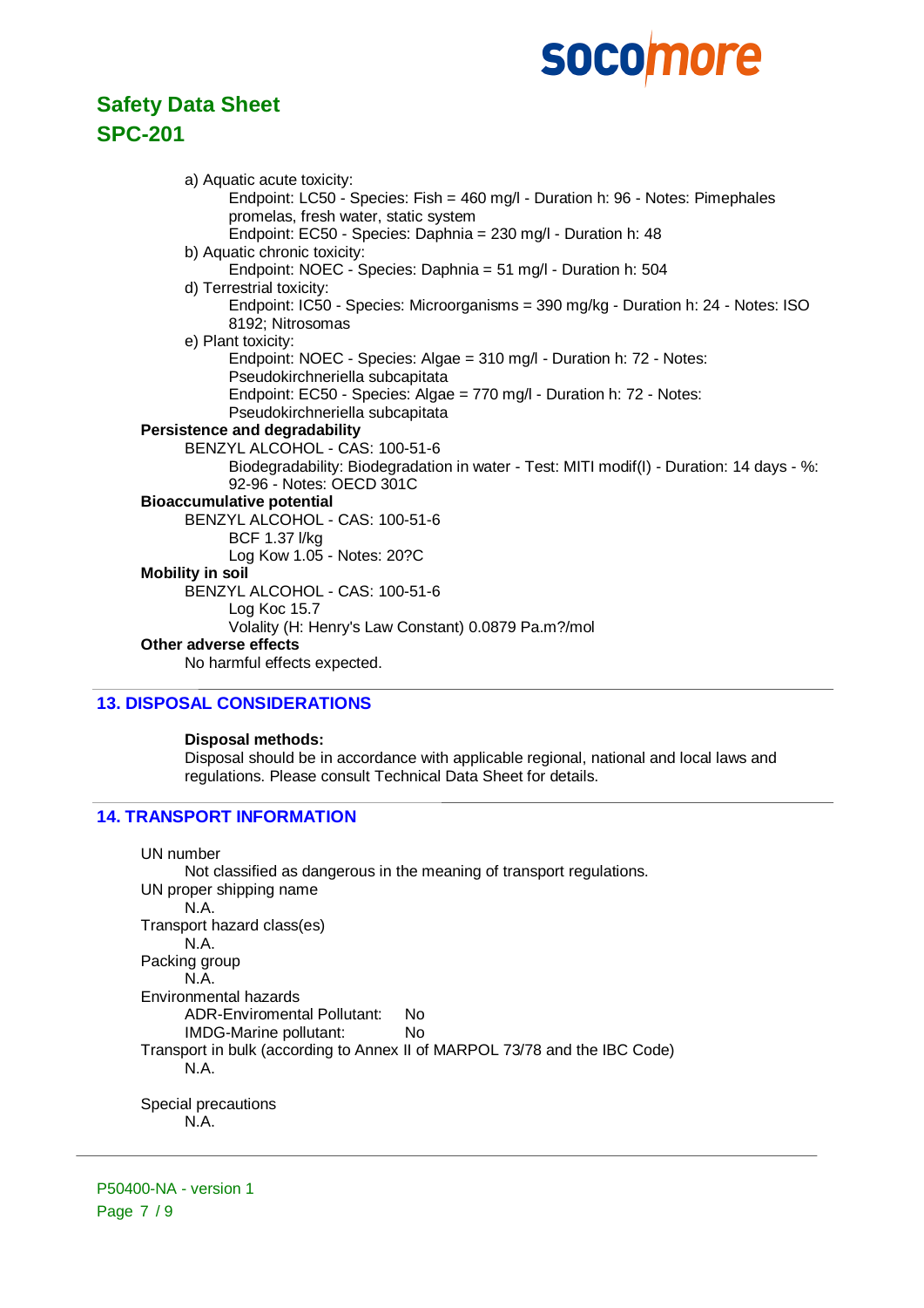a) Aquatic acute toxicity:

Endpoint: LC50 - Species: Fish = 460 mg/l - Duration h: 96 - Notes: Pimephales promelas, fresh water, static system

Endpoint: EC50 - Species: Daphnia = 230 mg/l - Duration h: 48

b) Aquatic chronic toxicity:

Endpoint: NOEC - Species: Daphnia = 51 mg/l - Duration h: 504

d) Terrestrial toxicity:

Endpoint: IC50 - Species: Microorganisms = 390 mg/kg - Duration h: 24 - Notes: ISO 8192; Nitrosomas

e) Plant toxicity:

Endpoint: NOEC - Species: Algae = 310 mg/l - Duration h: 72 - Notes: Pseudokirchneriella subcapitata

Endpoint: EC50 - Species: Algae = 770 mg/l - Duration h: 72 - Notes: Pseudokirchneriella subcapitata

**Persistence and degradability**

BENZYL ALCOHOL - CAS: 100-51-6

Biodegradability: Biodegradation in water - Test: MITI modif(I) - Duration: 14 days - %: 92-96 - Notes: OECD 301C

**Bioaccumulative potential**

BENZYL ALCOHOL - CAS: 100-51-6

BCF 1.37 l/kg

Log Kow 1.05 - Notes: 20?C

**Mobility in soil**

BENZYL ALCOHOL - CAS: 100-51-6

Log Koc 15.7

Volality (H: Henry's Law Constant) 0.0879 Pa.m?/mol

**Other adverse effects**

No harmful effects expected.

## 13. DISPOSAL CONSIDERATIONS

**Disposal methods:**

Disposal should be in accordance with applicable regional, national and local laws and regulations. Please consult Technical Data Sheet for details.

## 14. TRANSPORT INFORMATION

UN number

Not classified as dangerous in the meaning of transport regulations.

UN proper shipping name

N.A.

Transport hazard class(es)

N.A.

Packing group

N.A.

Environmental hazards

ADR-Enviromental Pollutant: No

IMDG-Marine pollutant: No

Transport in bulk (according to Annex II of MARPOL 73/78 and the IBC Code)

N.A.

Special precautions

N.A.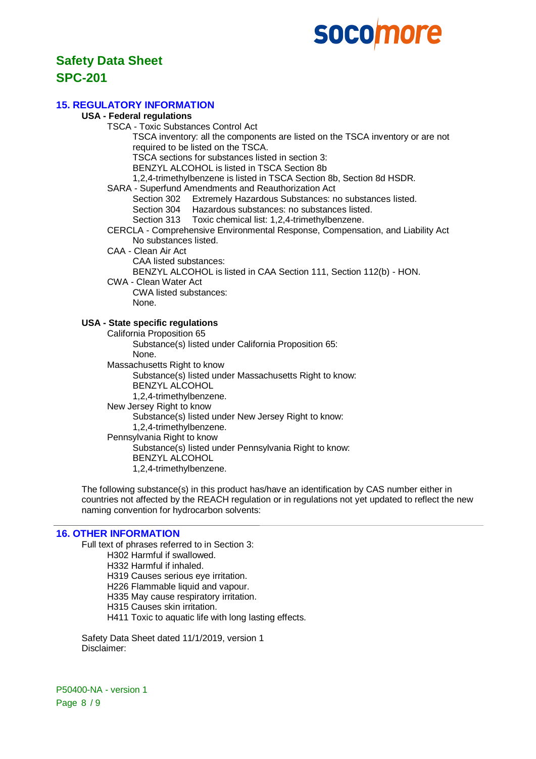## 15. REGULATORY INFORMATION

**USA - Federal regulations**

TSCA - Toxic Substances Control Act

TSCA inventory: all the components are listed on the TSCA inventory or are not required to be listed on the TSCA.

TSCA sections for substances listed in section 3:

BENZYL ALCOHOL is listed in TSCA Section 8b

1,2,4-trimethylbenzene is listed in TSCA Section 8b, Section 8d HSDR.

SARA - Superfund Amendments and Reauthorization Act

Section 302 Extremely Hazardous Substances: no substances listed.

Section 304 Hazardous substances: no substances listed.

Section 313 Toxic chemical list: 1,2,4-trimethylbenzene.

CERCLA - Comprehensive Environmental Response, Compensation, and Liability Act

No substances listed.

CAA - Clean Air Act

CAA listed substances:

BENZYL ALCOHOL is listed in CAA Section 111, Section 112(b) - HON.

CWA - Clean Water Act

CWA listed substances:

None.

**USA - State specific regulations**

California Proposition 65

Substance(s) listed under California Proposition 65:

None.

Massachusetts Right to know

Substance(s) listed under Massachusetts Right to know:

BENZYL ALCOHOL

1,2,4-trimethylbenzene.

New Jersey Right to know

Substance(s) listed under New Jersey Right to know:

1,2,4-trimethylbenzene.

Pennsylvania Right to know

Substance(s) listed under Pennsylvania Right to know:

BENZYL ALCOHOL

1,2,4-trimethylbenzene.

The following substance(s) in this product has/have an identification by CAS number either in countries not affected by the REACH regulation or in regulations not yet updated to reflect the new naming convention for hydrocarbon solvents:

## 16. OTHER INFORMATION

Full text of phrases referred to in Section 3:

H302 Harmful if swallowed.
H332 Harmful if inhaled.
H319 Causes serious eye irritation.
H226 Flammable liquid and vapour.
H335 May cause respiratory irritation.
H315 Causes skin irritation.
H411 Toxic to aquatic life with long lasting effects.

Safety Data Sheet dated 11/1/2019, version 1

Disclaimer: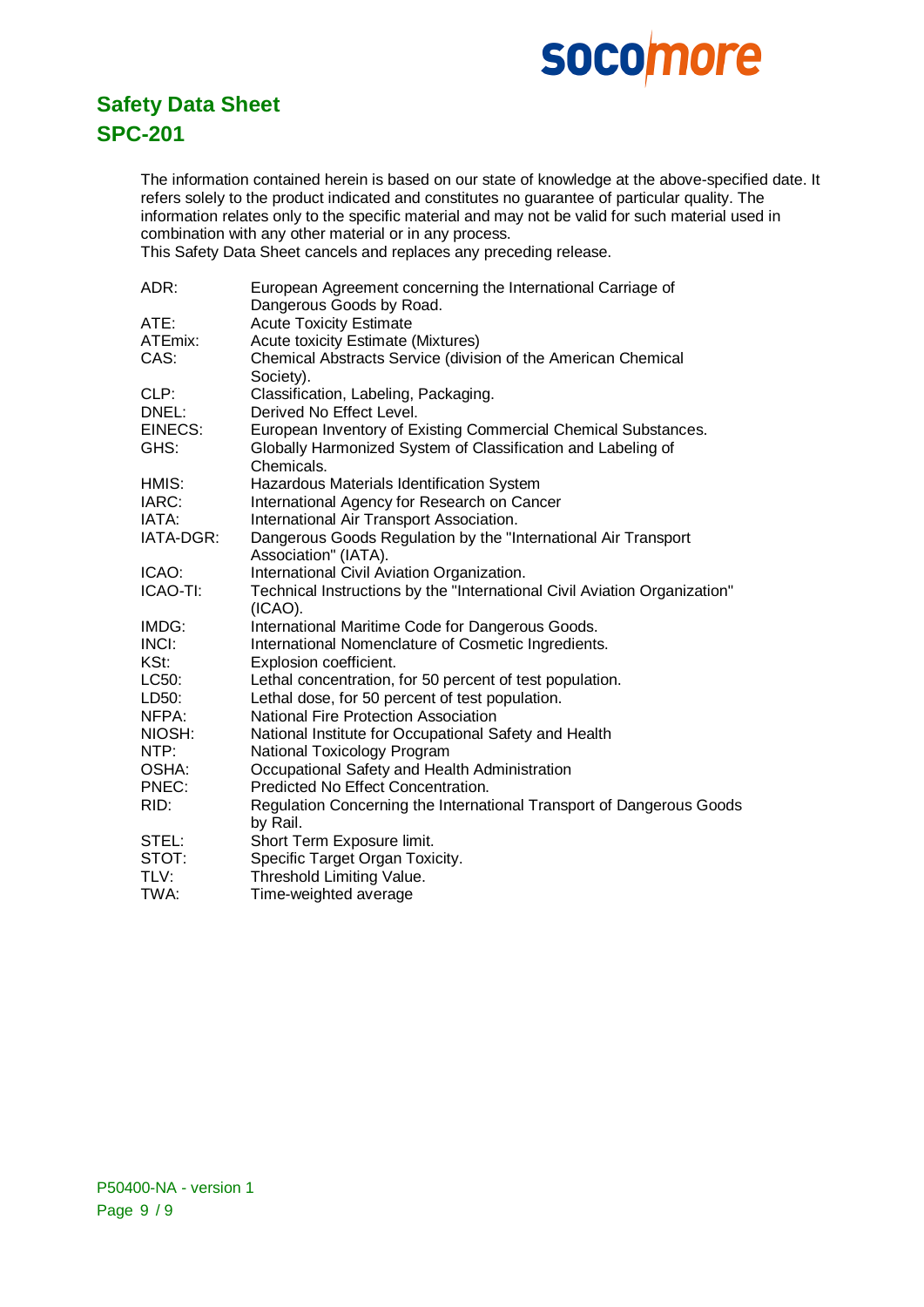The information contained herein is based on our state of knowledge at the above-specified date. It refers solely to the product indicated and constitutes no guarantee of particular quality. The information relates only to the specific material and may not be valid for such material used in combination with any other material or in any process.
This Safety Data Sheet cancels and replaces any preceding release.

| | |
|---|---|
| ADR: | European Agreement concerning the International Carriage of Dangerous Goods by Road. |
| ATE: | Acute Toxicity Estimate |
| ATEmix: | Acute toxicity Estimate (Mixtures) |
| CAS: | Chemical Abstracts Service (division of the American Chemical Society). |
| CLP: | Classification, Labeling, Packaging. |
| DNEL: | Derived No Effect Level. |
| EINECS: | European Inventory of Existing Commercial Chemical Substances. |
| GHS: | Globally Harmonized System of Classification and Labeling of Chemicals. |
| HMIS: | Hazardous Materials Identification System |
| IARC: | International Agency for Research on Cancer |
| IATA: | International Air Transport Association. |
| IATA-DGR: | Dangerous Goods Regulation by the "International Air Transport Association" (IATA). |
| ICAO: | International Civil Aviation Organization. |
| ICAO-TI: | Technical Instructions by the "International Civil Aviation Organization" (ICAO). |
| IMDG: | International Maritime Code for Dangerous Goods. |
| INCI: | International Nomenclature of Cosmetic Ingredients. |
| KSt: | Explosion coefficient. |
| LC50: | Lethal concentration, for 50 percent of test population. |
| LD50: | Lethal dose, for 50 percent of test population. |
| NFPA: | National Fire Protection Association |
| NIOSH: | National Institute for Occupational Safety and Health |
| NTP: | National Toxicology Program |
| OSHA: | Occupational Safety and Health Administration |
| PNEC: | Predicted No Effect Concentration. |
| RID: | Regulation Concerning the International Transport of Dangerous Goods by Rail. |
| STEL: | Short Term Exposure limit. |
| STOT: | Specific Target Organ Toxicity. |
| TLV: | Threshold Limiting Value. |
| TWA: | Time-weighted average |